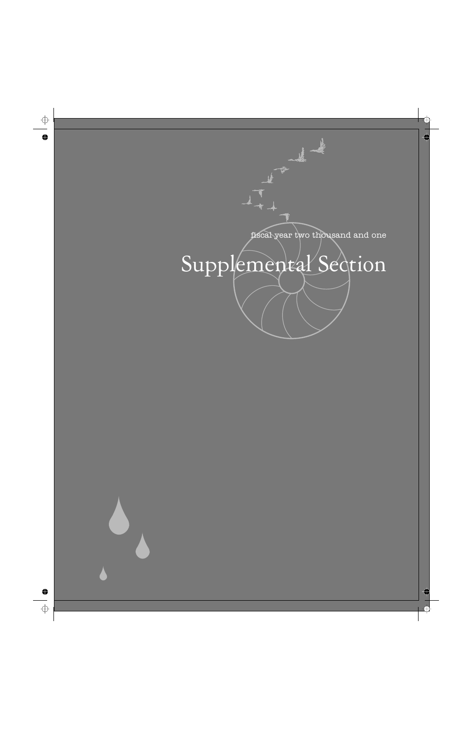fiscal year two thousand and one

# Supplemental Section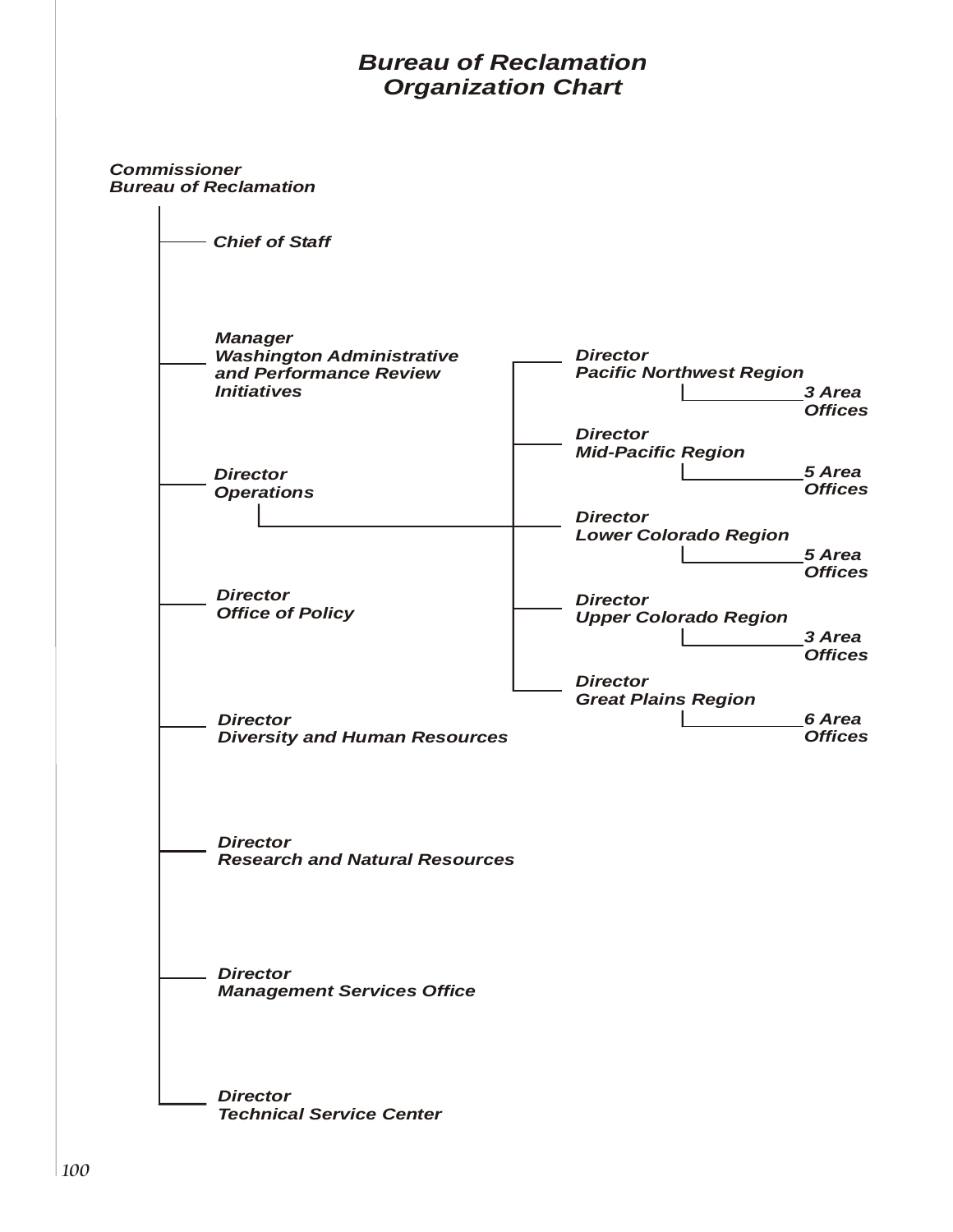# *Bureau of Reclamation Organization Chart*

- ***Commissioner, Bureau of Reclamation***
  - ***Chief of Staff***
  - ***Manager, Washington Administrative and Performance Review Initiatives***
  - ***Director, Operations***
    - ***Director, Pacific Northwest Region***
      - ***3 Area Offices***
    - ***Director, Mid-Pacific Region***
      - ***5 Area Offices***
    - ***Director, Lower Colorado Region***
      - ***5 Area Offices***
    - ***Director, Upper Colorado Region***
      - ***3 Area Offices***
    - ***Director, Great Plains Region***
      - ***6 Area Offices***
  - ***Director, Office of Policy***
  - ***Director, Diversity and Human Resources***
  - ***Director, Research and Natural Resources***
  - ***Director, Management Services Office***
  - ***Director, Technical Service Center***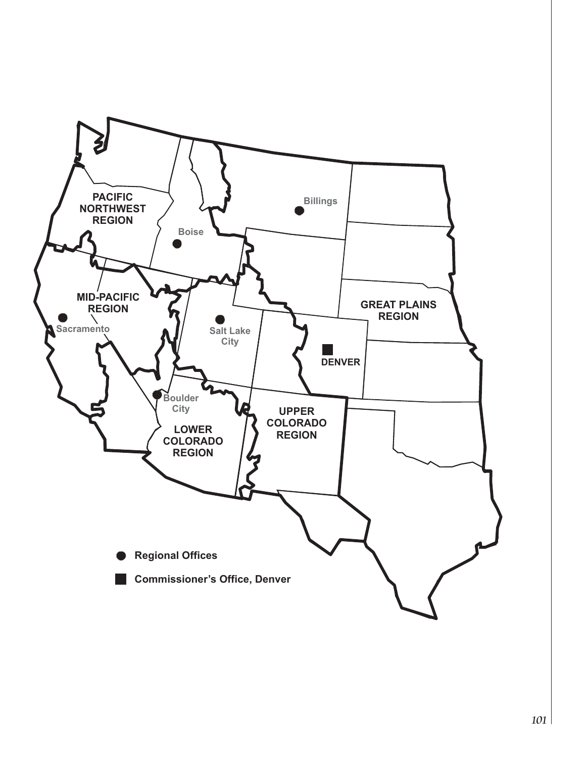PACIFIC NORTHWEST REGION

MID-PACIFIC REGION

GREAT PLAINS REGION

LOWER COLORADO REGION

UPPER COLORADO REGION

Billings

Boise

Sacramento

Salt Lake City

DENVER

Boulder City

● Regional Offices

■ Commissioner's Office, Denver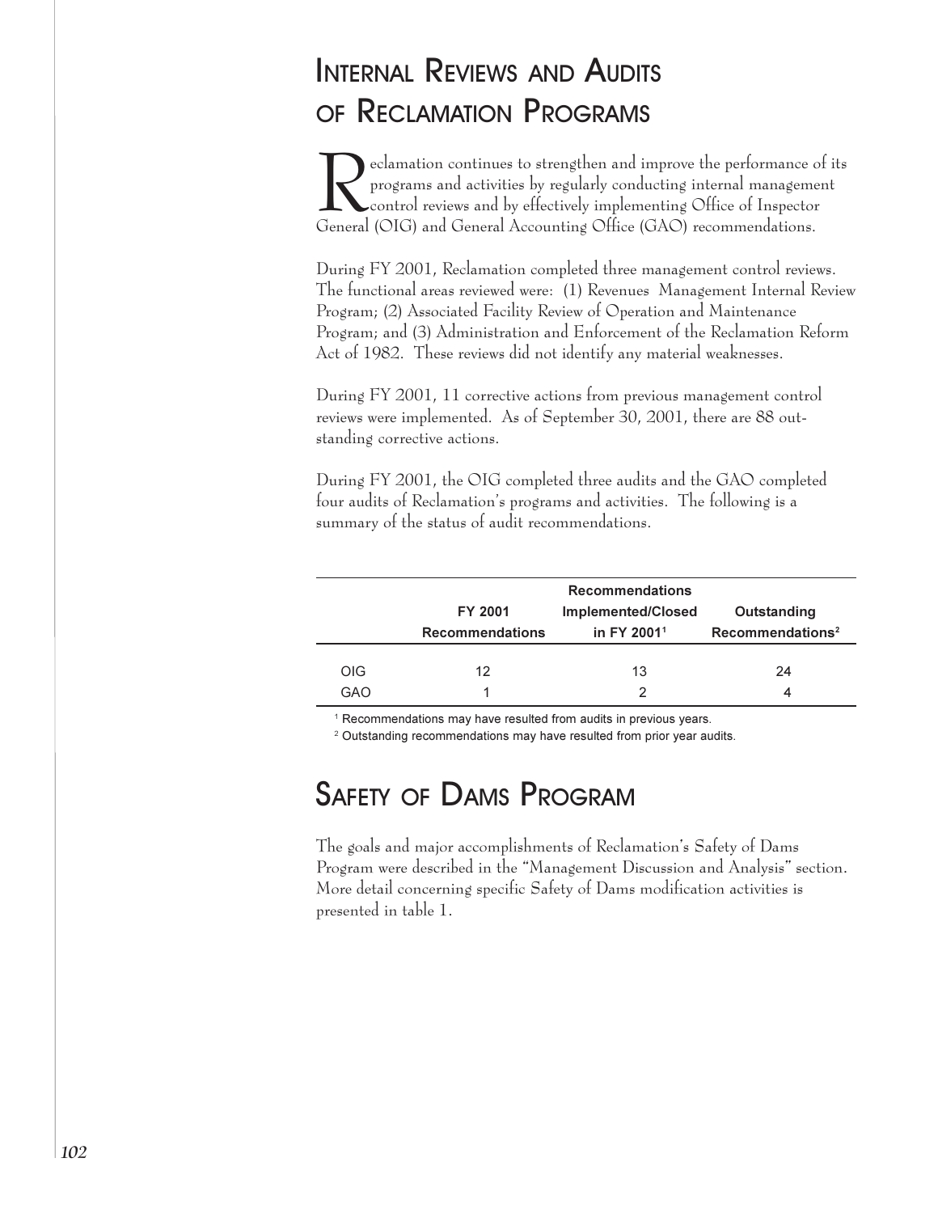# Internal Reviews and Audits of Reclamation Programs

Reclamation continues to strengthen and improve the performance of its programs and activities by regularly conducting internal management control reviews and by effectively implementing Office of Inspector General (OIG) and General Accounting Office (GAO) recommendations.

During FY 2001, Reclamation completed three management control reviews. The functional areas reviewed were: (1) Revenues Management Internal Review Program; (2) Associated Facility Review of Operation and Maintenance Program; and (3) Administration and Enforcement of the Reclamation Reform Act of 1982. These reviews did not identify any material weaknesses.

During FY 2001, 11 corrective actions from previous management control reviews were implemented. As of September 30, 2001, there are 88 outstanding corrective actions.

During FY 2001, the OIG completed three audits and the GAO completed four audits of Reclamation's programs and activities. The following is a summary of the status of audit recommendations.

| | FY 2001 Recommendations | Recommendations Implemented/Closed in FY 2001[1] | Outstanding Recommendations[2] |
|---|---|---|---|
| OIG | 12 | 13 | 24 |
| GAO | 1 | 2 | 4 |

[1] Recommendations may have resulted from audits in previous years.

[2] Outstanding recommendations may have resulted from prior year audits.

# Safety of Dams Program

The goals and major accomplishments of Reclamation's Safety of Dams Program were described in the "Management Discussion and Analysis" section. More detail concerning specific Safety of Dams modification activities is presented in table 1.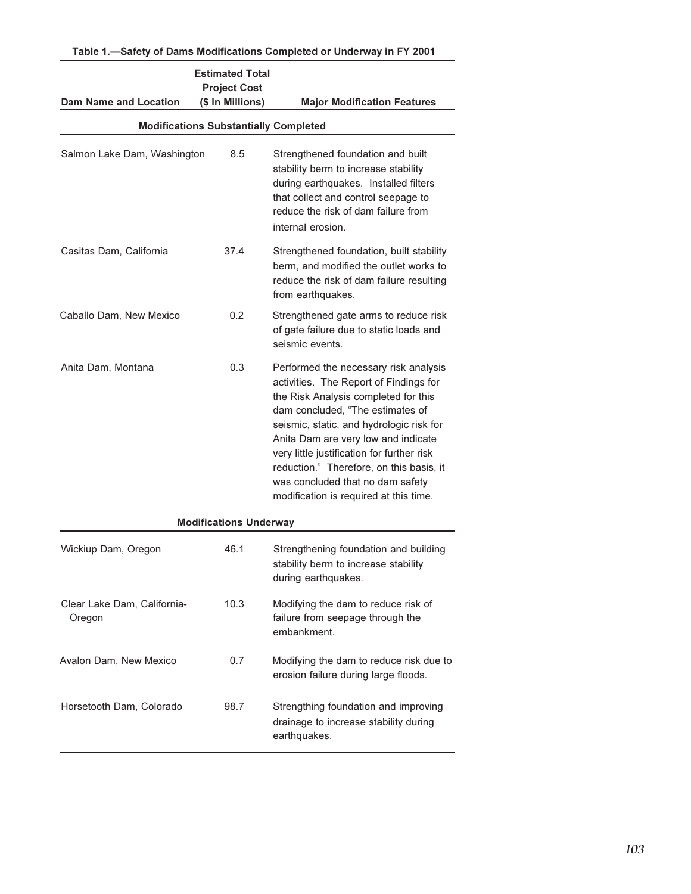**Table 1.—Safety of Dams Modifications Completed or Underway in FY 2001**

| Dam Name and Location | Estimated Total Project Cost ($ In Millions) | Major Modification Features |
|---|---|---|
| **Modifications Substantially Completed** | | |
| Salmon Lake Dam, Washington | 8.5 | Strengthened foundation and built stability berm to increase stability during earthquakes. Installed filters that collect and control seepage to reduce the risk of dam failure from internal erosion. |
| Casitas Dam, California | 37.4 | Strengthened foundation, built stability berm, and modified the outlet works to reduce the risk of dam failure resulting from earthquakes. |
| Caballo Dam, New Mexico | 0.2 | Strengthened gate arms to reduce risk of gate failure due to static loads and seismic events. |
| Anita Dam, Montana | 0.3 | Performed the necessary risk analysis activities. The Report of Findings for the Risk Analysis completed for this dam concluded, "The estimates of seismic, static, and hydrologic risk for Anita Dam are very low and indicate very little justification for further risk reduction." Therefore, on this basis, it was concluded that no dam safety modification is required at this time. |
| **Modifications Underway** | | |
| Wickiup Dam, Oregon | 46.1 | Strengthening foundation and building stability berm to increase stability during earthquakes. |
| Clear Lake Dam, California-Oregon | 10.3 | Modifying the dam to reduce risk of failure from seepage through the embankment. |
| Avalon Dam, New Mexico | 0.7 | Modifying the dam to reduce risk due to erosion failure during large floods. |
| Horsetooth Dam, Colorado | 98.7 | Strengthing foundation and improving drainage to increase stability during earthquakes. |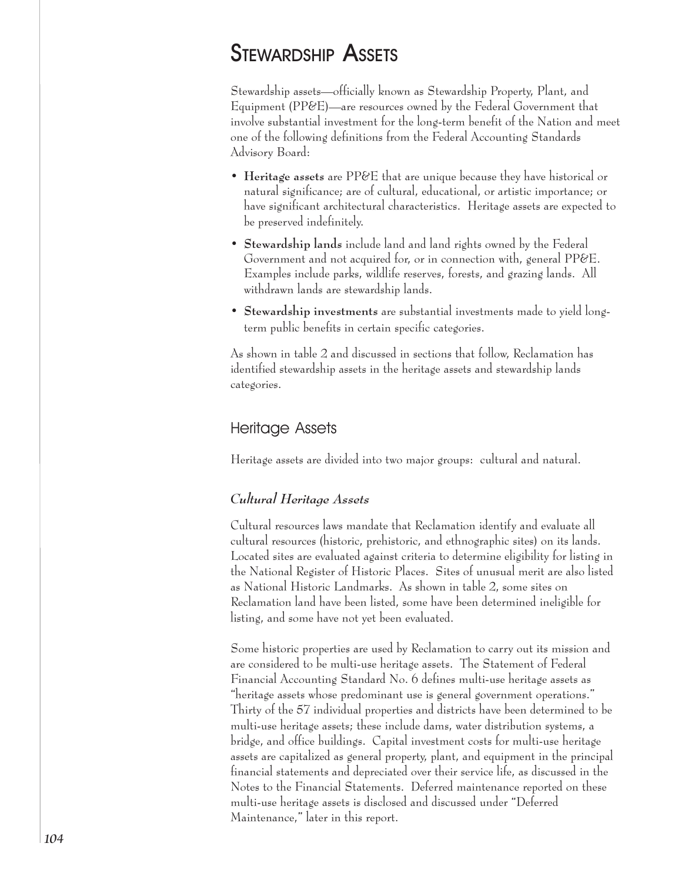# Stewardship Assets

Stewardship assets—officially known as Stewardship Property, Plant, and Equipment (PP&E)—are resources owned by the Federal Government that involve substantial investment for the long-term benefit of the Nation and meet one of the following definitions from the Federal Accounting Standards Advisory Board:

- **Heritage assets** are PP&E that are unique because they have historical or natural significance; are of cultural, educational, or artistic importance; or have significant architectural characteristics. Heritage assets are expected to be preserved indefinitely.
- **Stewardship lands** include land and land rights owned by the Federal Government and not acquired for, or in connection with, general PP&E. Examples include parks, wildlife reserves, forests, and grazing lands. All withdrawn lands are stewardship lands.
- **Stewardship investments** are substantial investments made to yield long-term public benefits in certain specific categories.

As shown in table 2 and discussed in sections that follow, Reclamation has identified stewardship assets in the heritage assets and stewardship lands categories.

## Heritage Assets

Heritage assets are divided into two major groups: cultural and natural.

### *Cultural Heritage Assets*

Cultural resources laws mandate that Reclamation identify and evaluate all cultural resources (historic, prehistoric, and ethnographic sites) on its lands. Located sites are evaluated against criteria to determine eligibility for listing in the National Register of Historic Places. Sites of unusual merit are also listed as National Historic Landmarks. As shown in table 2, some sites on Reclamation land have been listed, some have been determined ineligible for listing, and some have not yet been evaluated.

Some historic properties are used by Reclamation to carry out its mission and are considered to be multi-use heritage assets. The Statement of Federal Financial Accounting Standard No. 6 defines multi-use heritage assets as "heritage assets whose predominant use is general government operations." Thirty of the 57 individual properties and districts have been determined to be multi-use heritage assets; these include dams, water distribution systems, a bridge, and office buildings. Capital investment costs for multi-use heritage assets are capitalized as general property, plant, and equipment in the principal financial statements and depreciated over their service life, as discussed in the Notes to the Financial Statements. Deferred maintenance reported on these multi-use heritage assets is disclosed and discussed under "Deferred Maintenance," later in this report.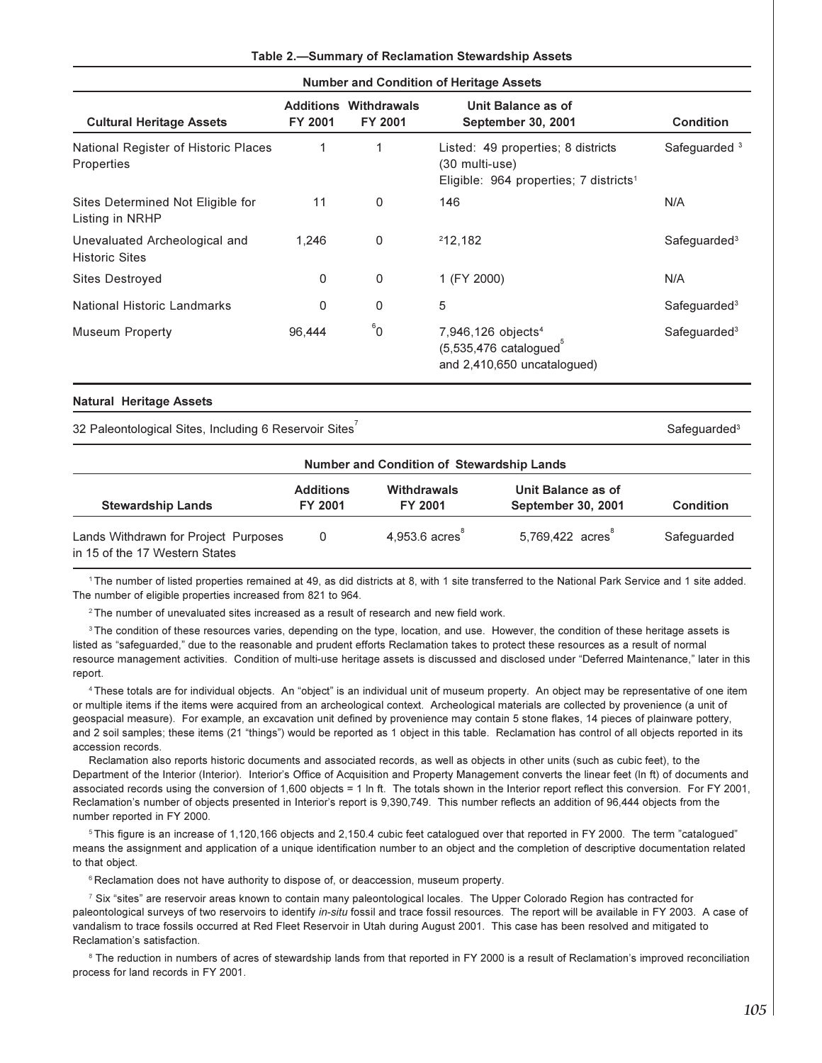**Table 2.—Summary of Reclamation Stewardship Assets**

**Number and Condition of Heritage Assets**

| Cultural Heritage Assets | Additions FY 2001 | Withdrawals FY 2001 | Unit Balance as of September 30, 2001 | Condition |
|---|---|---|---|---|
| National Register of Historic Places Properties | 1 | 1 | Listed: 49 properties; 8 districts (30 multi-use) Eligible: 964 properties; 7 districts[1] | Safeguarded [3] |
| Sites Determined Not Eligible for Listing in NRHP | 11 | 0 | 146 | N/A |
| Unevaluated Archeological and Historic Sites | 1,246 | 0 | [2]12,182 | Safeguarded[3] |
| Sites Destroyed | 0 | 0 | 1 (FY 2000) | N/A |
| National Historic Landmarks | 0 | 0 | 5 | Safeguarded[3] |
| Museum Property | 96,444 | [6]0 | 7,946,126 objects[4] (5,535,476 catalogued[5] and 2,410,650 uncatalogued) | Safeguarded[3] |

**Natural Heritage Assets**

| Natural Heritage Assets | Condition |
|---|---|
| 32 Paleontological Sites, Including 6 Reservoir Sites[7] | Safeguarded[3] |

**Number and Condition of Stewardship Lands**

| Stewardship Lands | Additions FY 2001 | Withdrawals FY 2001 | Unit Balance as of September 30, 2001 | Condition |
|---|---|---|---|---|
| Lands Withdrawn for Project Purposes in 15 of the 17 Western States | 0 | 4,953.6 acres[8] | 5,769,422 acres[8] | Safeguarded |

[1] The number of listed properties remained at 49, as did districts at 8, with 1 site transferred to the National Park Service and 1 site added. The number of eligible properties increased from 821 to 964.

[2] The number of unevaluated sites increased as a result of research and new field work.

[3] The condition of these resources varies, depending on the type, location, and use. However, the condition of these heritage assets is listed as "safeguarded," due to the reasonable and prudent efforts Reclamation takes to protect these resources as a result of normal resource management activities. Condition of multi-use heritage assets is discussed and disclosed under "Deferred Maintenance," later in this report.

[4] These totals are for individual objects. An "object" is an individual unit of museum property. An object may be representative of one item or multiple items if the items were acquired from an archeological context. Archeological materials are collected by provenience (a unit of geospacial measure). For example, an excavation unit defined by provenience may contain 5 stone flakes, 14 pieces of plainware pottery, and 2 soil samples; these items (21 "things") would be reported as 1 object in this table. Reclamation has control of all objects reported in its accession records.

Reclamation also reports historic documents and associated records, as well as objects in other units (such as cubic feet), to the Department of the Interior (Interior). Interior's Office of Acquisition and Property Management converts the linear feet (ln ft) of documents and associated records using the conversion of 1,600 objects = 1 ln ft. The totals shown in the Interior report reflect this conversion. For FY 2001, Reclamation's number of objects presented in Interior's report is 9,390,749. This number reflects an addition of 96,444 objects from the number reported in FY 2000.

[5] This figure is an increase of 1,120,166 objects and 2,150.4 cubic feet catalogued over that reported in FY 2000. The term "catalogued" means the assignment and application of a unique identification number to an object and the completion of descriptive documentation related to that object.

[6] Reclamation does not have authority to dispose of, or deaccession, museum property.

[7] Six "sites" are reservoir areas known to contain many paleontological locales. The Upper Colorado Region has contracted for paleontological surveys of two reservoirs to identify *in-situ* fossil and trace fossil resources. The report will be available in FY 2003. A case of vandalism to trace fossils occurred at Red Fleet Reservoir in Utah during August 2001. This case has been resolved and mitigated to Reclamation's satisfaction.

[8] The reduction in numbers of acres of stewardship lands from that reported in FY 2000 is a result of Reclamation's improved reconciliation process for land records in FY 2001.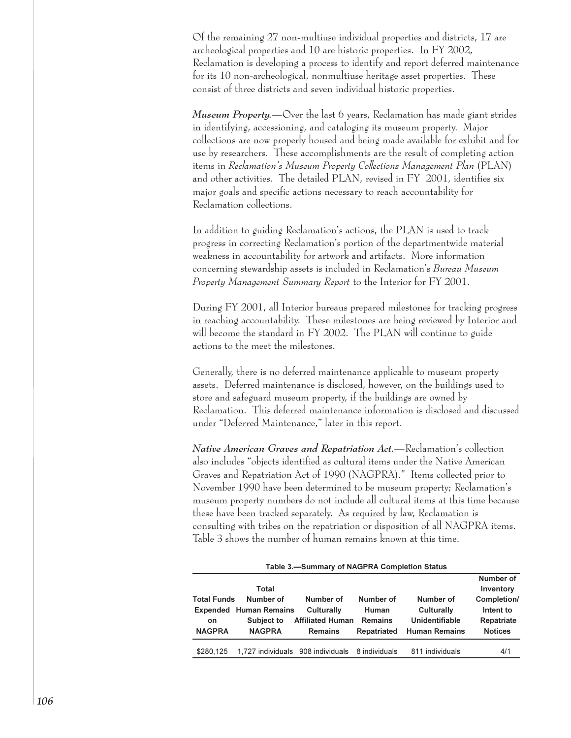Of the remaining 27 non-multiuse individual properties and districts, 17 are archeological properties and 10 are historic properties. In FY 2002, Reclamation is developing a process to identify and report deferred maintenance for its 10 non-archeological, nonmultiuse heritage asset properties. These consist of three districts and seven individual historic properties.

***Museum Property.***—Over the last 6 years, Reclamation has made giant strides in identifying, accessioning, and cataloging its museum property. Major collections are now properly housed and being made available for exhibit and for use by researchers. These accomplishments are the result of completing action items in *Reclamation's Museum Property Collections Management Plan* (PLAN) and other activities. The detailed PLAN, revised in FY 2001, identifies six major goals and specific actions necessary to reach accountability for Reclamation collections.

In addition to guiding Reclamation's actions, the PLAN is used to track progress in correcting Reclamation's portion of the departmentwide material weakness in accountability for artwork and artifacts. More information concerning stewardship assets is included in Reclamation's *Bureau Museum Property Management Summary Report* to the Interior for FY 2001.

During FY 2001, all Interior bureaus prepared milestones for tracking progress in reaching accountability. These milestones are being reviewed by Interior and will become the standard in FY 2002. The PLAN will continue to guide actions to the meet the milestones.

Generally, there is no deferred maintenance applicable to museum property assets. Deferred maintenance is disclosed, however, on the buildings used to store and safeguard museum property, if the buildings are owned by Reclamation. This deferred maintenance information is disclosed and discussed under "Deferred Maintenance," later in this report.

***Native American Graves and Repatriation Act.***—Reclamation's collection also includes "objects identified as cultural items under the Native American Graves and Repatriation Act of 1990 (NAGPRA)." Items collected prior to November 1990 have been determined to be museum property; Reclamation's museum property numbers do not include all cultural items at this time because these have been tracked separately. As required by law, Reclamation is consulting with tribes on the repatriation or disposition of all NAGPRA items. Table 3 shows the number of human remains known at this time.

**Table 3.—Summary of NAGPRA Completion Status**

| Total Funds Expended on NAGPRA | Total Number of Human Remains Subject to NAGPRA | Number of Culturally Affiliated Human Remains | Number of Human Remains Repatriated | Number of Culturally Unidentifiable Human Remains | Number of Inventory Completion/ Intent to Repatriate Notices |
|---|---|---|---|---|---|
| $280,125 | 1,727 individuals | 908 individuals | 8 individuals | 811 individuals | 4/1 |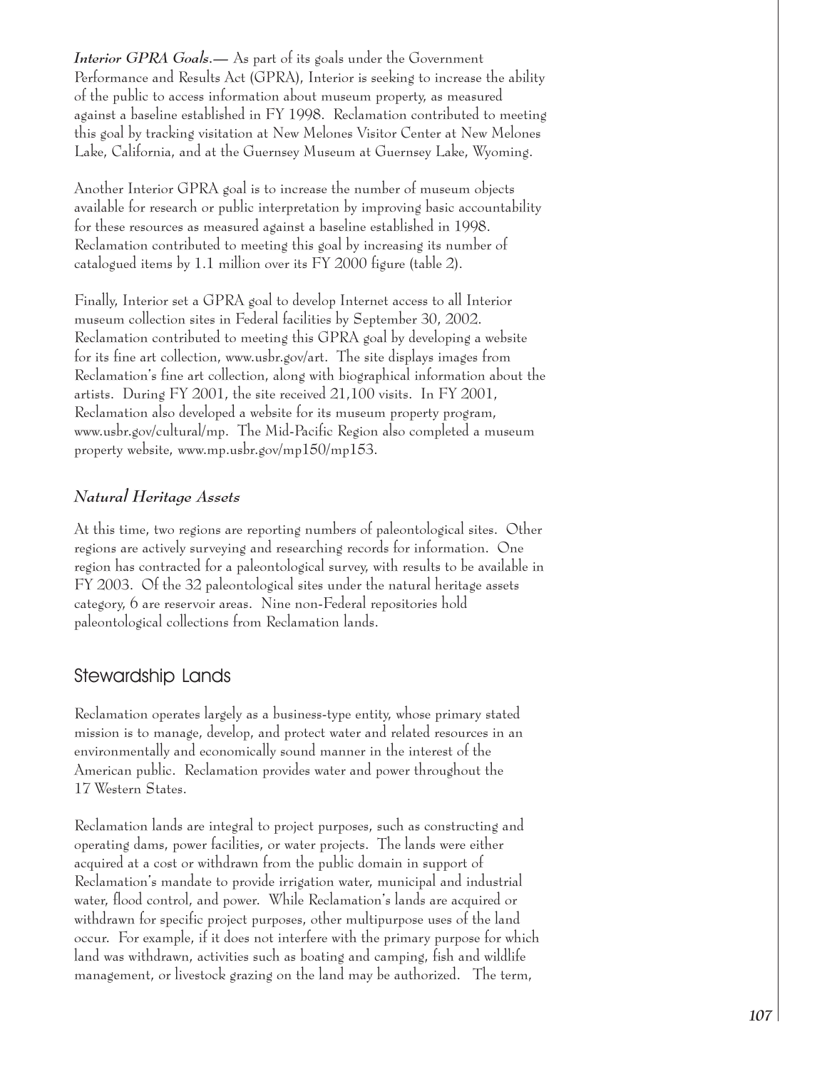***Interior GPRA Goals.***— As part of its goals under the Government Performance and Results Act (GPRA), Interior is seeking to increase the ability of the public to access information about museum property, as measured against a baseline established in FY 1998. Reclamation contributed to meeting this goal by tracking visitation at New Melones Visitor Center at New Melones Lake, California, and at the Guernsey Museum at Guernsey Lake, Wyoming.

Another Interior GPRA goal is to increase the number of museum objects available for research or public interpretation by improving basic accountability for these resources as measured against a baseline established in 1998. Reclamation contributed to meeting this goal by increasing its number of catalogued items by 1.1 million over its FY 2000 figure (table 2).

Finally, Interior set a GPRA goal to develop Internet access to all Interior museum collection sites in Federal facilities by September 30, 2002. Reclamation contributed to meeting this GPRA goal by developing a website for its fine art collection, www.usbr.gov/art. The site displays images from Reclamation's fine art collection, along with biographical information about the artists. During FY 2001, the site received 21,100 visits. In FY 2001, Reclamation also developed a website for its museum property program, www.usbr.gov/cultural/mp. The Mid-Pacific Region also completed a museum property website, www.mp.usbr.gov/mp150/mp153.

### *Natural Heritage Assets*

At this time, two regions are reporting numbers of paleontological sites. Other regions are actively surveying and researching records for information. One region has contracted for a paleontological survey, with results to be available in FY 2003. Of the 32 paleontological sites under the natural heritage assets category, 6 are reservoir areas. Nine non-Federal repositories hold paleontological collections from Reclamation lands.

## Stewardship Lands

Reclamation operates largely as a business-type entity, whose primary stated mission is to manage, develop, and protect water and related resources in an environmentally and economically sound manner in the interest of the American public. Reclamation provides water and power throughout the 17 Western States.

Reclamation lands are integral to project purposes, such as constructing and operating dams, power facilities, or water projects. The lands were either acquired at a cost or withdrawn from the public domain in support of Reclamation's mandate to provide irrigation water, municipal and industrial water, flood control, and power. While Reclamation's lands are acquired or withdrawn for specific project purposes, other multipurpose uses of the land occur. For example, if it does not interfere with the primary purpose for which land was withdrawn, activities such as boating and camping, fish and wildlife management, or livestock grazing on the land may be authorized. The term,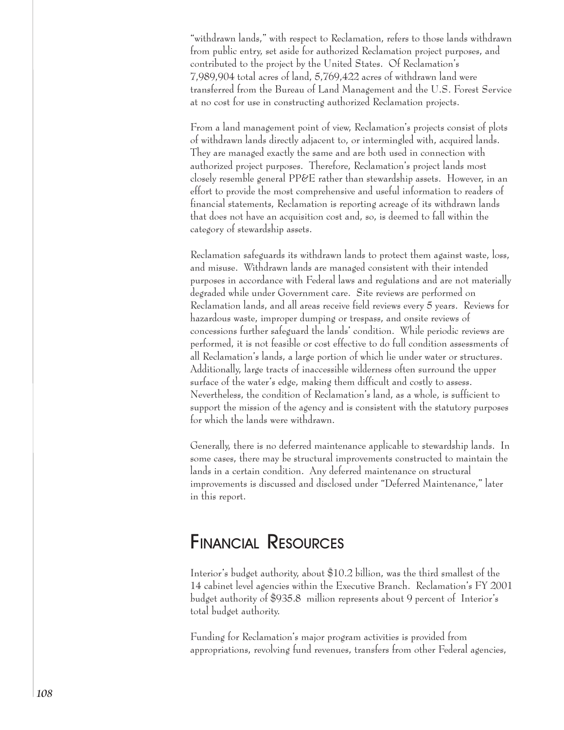"withdrawn lands," with respect to Reclamation, refers to those lands withdrawn from public entry, set aside for authorized Reclamation project purposes, and contributed to the project by the United States. Of Reclamation's 7,989,904 total acres of land, 5,769,422 acres of withdrawn land were transferred from the Bureau of Land Management and the U.S. Forest Service at no cost for use in constructing authorized Reclamation projects.

From a land management point of view, Reclamation's projects consist of plots of withdrawn lands directly adjacent to, or intermingled with, acquired lands. They are managed exactly the same and are both used in connection with authorized project purposes. Therefore, Reclamation's project lands most closely resemble general PP&E rather than stewardship assets. However, in an effort to provide the most comprehensive and useful information to readers of financial statements, Reclamation is reporting acreage of its withdrawn lands that does not have an acquisition cost and, so, is deemed to fall within the category of stewardship assets.

Reclamation safeguards its withdrawn lands to protect them against waste, loss, and misuse. Withdrawn lands are managed consistent with their intended purposes in accordance with Federal laws and regulations and are not materially degraded while under Government care. Site reviews are performed on Reclamation lands, and all areas receive field reviews every 5 years. Reviews for hazardous waste, improper dumping or trespass, and onsite reviews of concessions further safeguard the lands' condition. While periodic reviews are performed, it is not feasible or cost effective to do full condition assessments of all Reclamation's lands, a large portion of which lie under water or structures. Additionally, large tracts of inaccessible wilderness often surround the upper surface of the water's edge, making them difficult and costly to assess. Nevertheless, the condition of Reclamation's land, as a whole, is sufficient to support the mission of the agency and is consistent with the statutory purposes for which the lands were withdrawn.

Generally, there is no deferred maintenance applicable to stewardship lands. In some cases, there may be structural improvements constructed to maintain the lands in a certain condition. Any deferred maintenance on structural improvements is discussed and disclosed under "Deferred Maintenance," later in this report.

## Financial Resources

Interior's budget authority, about $10.2 billion, was the third smallest of the 14 cabinet level agencies within the Executive Branch. Reclamation's FY 2001 budget authority of $935.8 million represents about 9 percent of Interior's total budget authority.

Funding for Reclamation's major program activities is provided from appropriations, revolving fund revenues, transfers from other Federal agencies,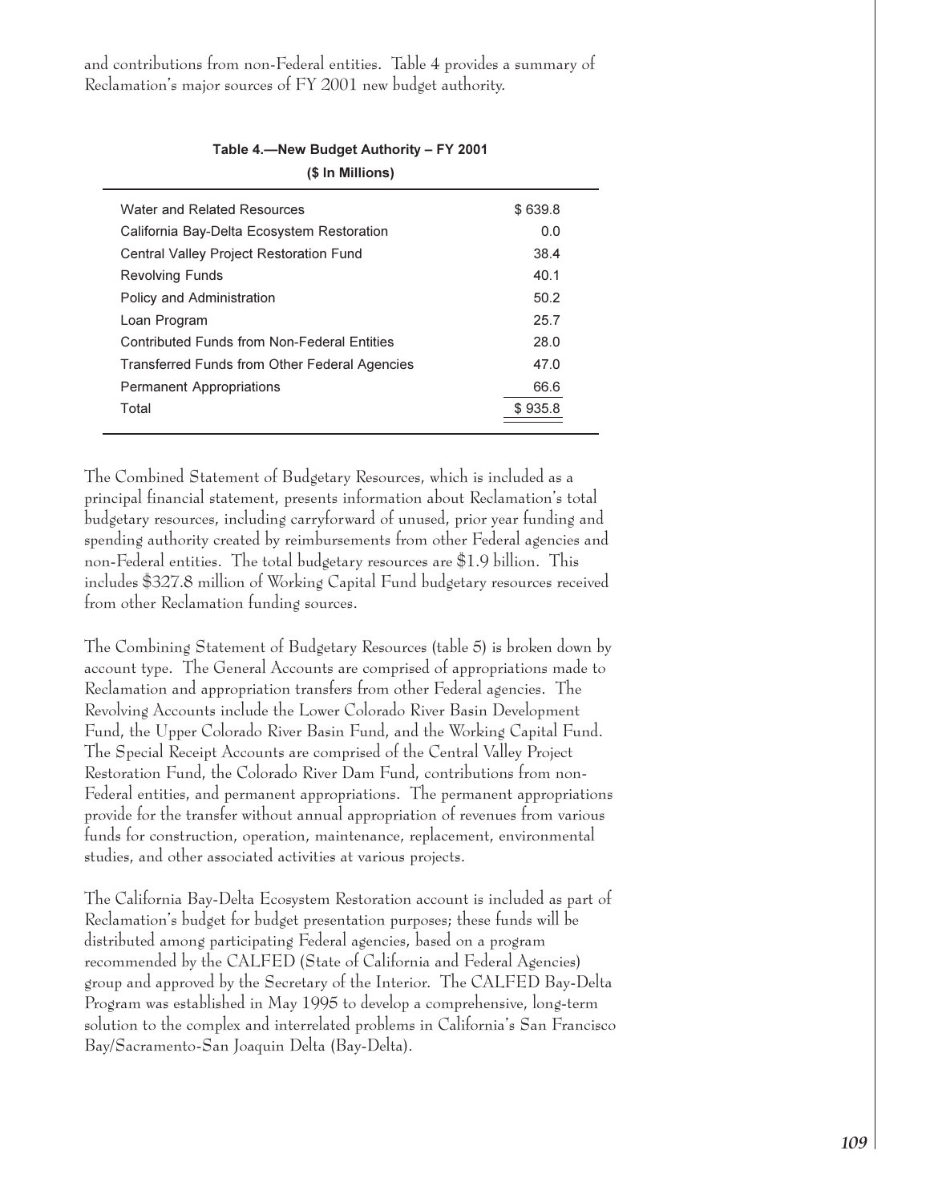and contributions from non-Federal entities. Table 4 provides a summary of Reclamation's major sources of FY 2001 new budget authority.

**Table 4.—New Budget Authority – FY 2001**

**($ In Millions)**

| | |
|---|---|
| Water and Related Resources | $ 639.8 |
| California Bay-Delta Ecosystem Restoration | 0.0 |
| Central Valley Project Restoration Fund | 38.4 |
| Revolving Funds | 40.1 |
| Policy and Administration | 50.2 |
| Loan Program | 25.7 |
| Contributed Funds from Non-Federal Entities | 28.0 |
| Transferred Funds from Other Federal Agencies | 47.0 |
| Permanent Appropriations | 66.6 |
| Total | $ 935.8 |

The Combined Statement of Budgetary Resources, which is included as a principal financial statement, presents information about Reclamation's total budgetary resources, including carryforward of unused, prior year funding and spending authority created by reimbursements from other Federal agencies and non-Federal entities. The total budgetary resources are $1.9 billion. This includes $327.8 million of Working Capital Fund budgetary resources received from other Reclamation funding sources.

The Combining Statement of Budgetary Resources (table 5) is broken down by account type. The General Accounts are comprised of appropriations made to Reclamation and appropriation transfers from other Federal agencies. The Revolving Accounts include the Lower Colorado River Basin Development Fund, the Upper Colorado River Basin Fund, and the Working Capital Fund. The Special Receipt Accounts are comprised of the Central Valley Project Restoration Fund, the Colorado River Dam Fund, contributions from non-Federal entities, and permanent appropriations. The permanent appropriations provide for the transfer without annual appropriation of revenues from various funds for construction, operation, maintenance, replacement, environmental studies, and other associated activities at various projects.

The California Bay-Delta Ecosystem Restoration account is included as part of Reclamation's budget for budget presentation purposes; these funds will be distributed among participating Federal agencies, based on a program recommended by the CALFED (State of California and Federal Agencies) group and approved by the Secretary of the Interior. The CALFED Bay-Delta Program was established in May 1995 to develop a comprehensive, long-term solution to the complex and interrelated problems in California's San Francisco Bay/Sacramento-San Joaquin Delta (Bay-Delta).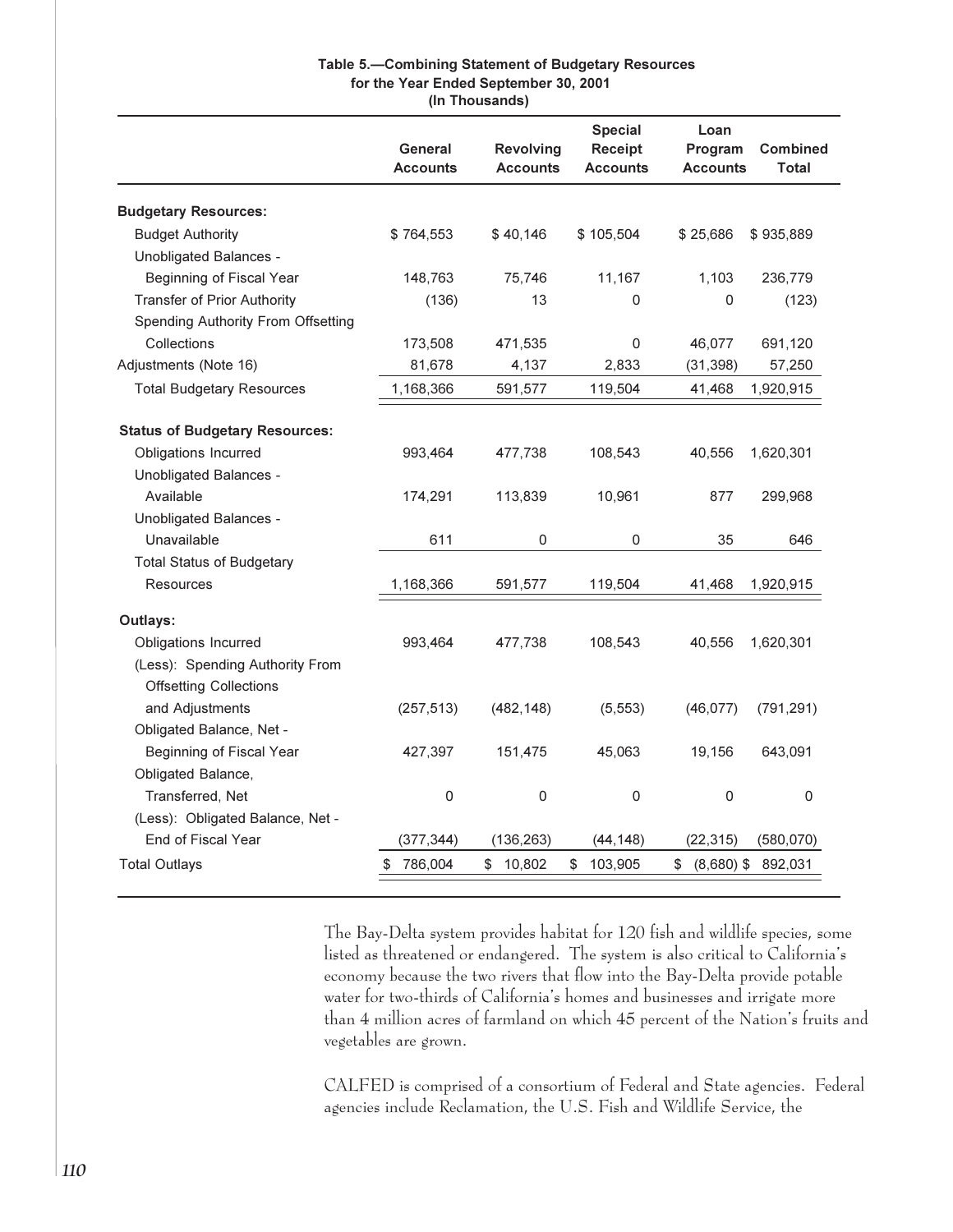**Table 5.—Combining Statement of Budgetary Resources for the Year Ended September 30, 2001 (In Thousands)**

| | General Accounts | Revolving Accounts | Special Receipt Accounts | Loan Program Accounts | Combined Total |
|---|---|---|---|---|---|
| **Budgetary Resources:** | | | | | |
| Budget Authority | $ 764,553 | $ 40,146 | $ 105,504 | $ 25,686 | $ 935,889 |
| Unobligated Balances - Beginning of Fiscal Year | 148,763 | 75,746 | 11,167 | 1,103 | 236,779 |
| Transfer of Prior Authority | (136) | 13 | 0 | 0 | (123) |
| Spending Authority From Offsetting Collections | 173,508 | 471,535 | 0 | 46,077 | 691,120 |
| Adjustments (Note 16) | 81,678 | 4,137 | 2,833 | (31,398) | 57,250 |
| Total Budgetary Resources | 1,168,366 | 591,577 | 119,504 | 41,468 | 1,920,915 |
| **Status of Budgetary Resources:** | | | | | |
| Obligations Incurred | 993,464 | 477,738 | 108,543 | 40,556 | 1,620,301 |
| Unobligated Balances - Available | 174,291 | 113,839 | 10,961 | 877 | 299,968 |
| Unobligated Balances - Unavailable | 611 | 0 | 0 | 35 | 646 |
| Total Status of Budgetary Resources | 1,168,366 | 591,577 | 119,504 | 41,468 | 1,920,915 |
| **Outlays:** | | | | | |
| Obligations Incurred | 993,464 | 477,738 | 108,543 | 40,556 | 1,620,301 |
| (Less): Spending Authority From Offsetting Collections and Adjustments | (257,513) | (482,148) | (5,553) | (46,077) | (791,291) |
| Obligated Balance, Net - Beginning of Fiscal Year | 427,397 | 151,475 | 45,063 | 19,156 | 643,091 |
| Obligated Balance, Transferred, Net | 0 | 0 | 0 | 0 | 0 |
| (Less): Obligated Balance, Net - End of Fiscal Year | (377,344) | (136,263) | (44,148) | (22,315) | (580,070) |
| Total Outlays | $ 786,004 | $ 10,802 | $ 103,905 | $ (8,680) | $ 892,031 |

The Bay-Delta system provides habitat for 120 fish and wildlife species, some listed as threatened or endangered. The system is also critical to California's economy because the two rivers that flow into the Bay-Delta provide potable water for two-thirds of California's homes and businesses and irrigate more than 4 million acres of farmland on which 45 percent of the Nation's fruits and vegetables are grown.

CALFED is comprised of a consortium of Federal and State agencies. Federal agencies include Reclamation, the U.S. Fish and Wildlife Service, the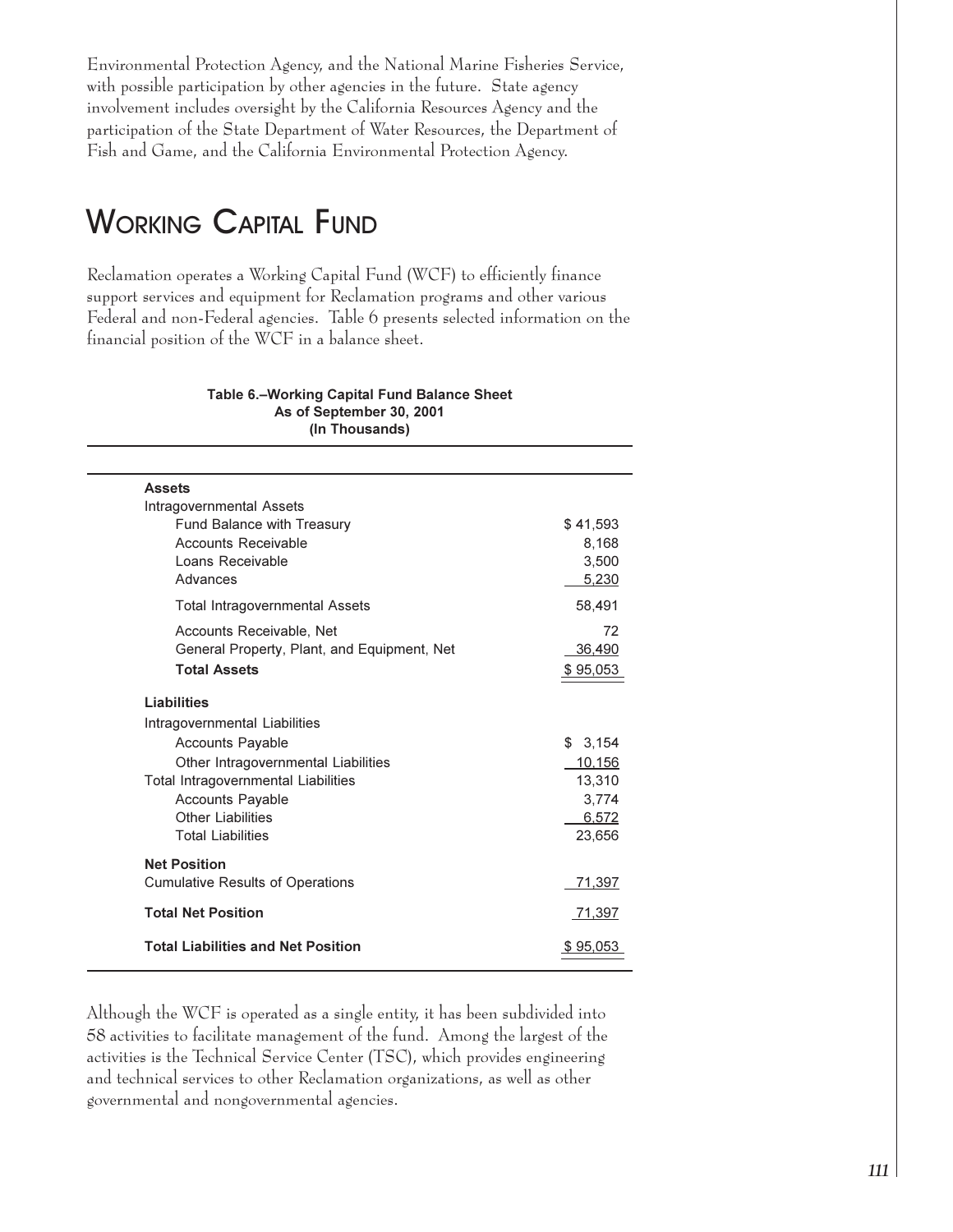Environmental Protection Agency, and the National Marine Fisheries Service, with possible participation by other agencies in the future. State agency involvement includes oversight by the California Resources Agency and the participation of the State Department of Water Resources, the Department of Fish and Game, and the California Environmental Protection Agency.

## Working Capital Fund

Reclamation operates a Working Capital Fund (WCF) to efficiently finance support services and equipment for Reclamation programs and other various Federal and non-Federal agencies. Table 6 presents selected information on the financial position of the WCF in a balance sheet.

**Table 6.–Working Capital Fund Balance Sheet**
**As of September 30, 2001**
**(In Thousands)**

| | |
|---|---|
| **Assets** | |
| Intragovernmental Assets | |
| Fund Balance with Treasury | $ 41,593 |
| Accounts Receivable | 8,168 |
| Loans Receivable | 3,500 |
| Advances | 5,230 |
| Total Intragovernmental Assets | 58,491 |
| Accounts Receivable, Net | 72 |
| General Property, Plant, and Equipment, Net | 36,490 |
| **Total Assets** | $ 95,053 |
| **Liabilities** | |
| Intragovernmental Liabilities | |
| Accounts Payable | $ 3,154 |
| Other Intragovernmental Liabilities | 10,156 |
| Total Intragovernmental Liabilities | 13,310 |
| Accounts Payable | 3,774 |
| Other Liabilities | 6,572 |
| Total Liabilities | 23,656 |
| **Net Position** | |
| Cumulative Results of Operations | 71,397 |
| **Total Net Position** | 71,397 |
| **Total Liabilities and Net Position** | $ 95,053 |

Although the WCF is operated as a single entity, it has been subdivided into 58 activities to facilitate management of the fund. Among the largest of the activities is the Technical Service Center (TSC), which provides engineering and technical services to other Reclamation organizations, as well as other governmental and nongovernmental agencies.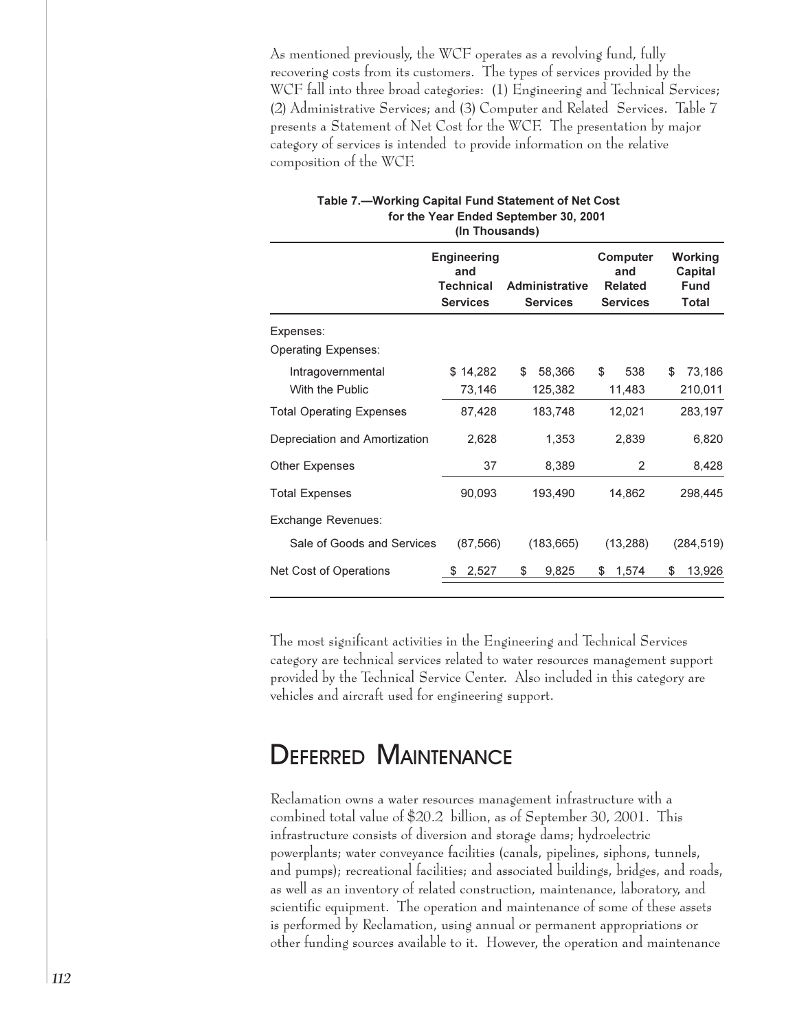As mentioned previously, the WCF operates as a revolving fund, fully recovering costs from its customers. The types of services provided by the WCF fall into three broad categories: (1) Engineering and Technical Services; (2) Administrative Services; and (3) Computer and Related Services. Table 7 presents a Statement of Net Cost for the WCF. The presentation by major category of services is intended to provide information on the relative composition of the WCF.

**Table 7.—Working Capital Fund Statement of Net Cost for the Year Ended September 30, 2001 (In Thousands)**

| | Engineering and Technical Services | Administrative Services | Computer and Related Services | Working Capital Fund Total |
|---|---|---|---|---|
| Expenses: | | | | |
| Operating Expenses: | | | | |
| Intragovernmental | $ 14,282 | $ 58,366 | $ 538 | $ 73,186 |
| With the Public | 73,146 | 125,382 | 11,483 | 210,011 |
| Total Operating Expenses | 87,428 | 183,748 | 12,021 | 283,197 |
| Depreciation and Amortization | 2,628 | 1,353 | 2,839 | 6,820 |
| Other Expenses | 37 | 8,389 | 2 | 8,428 |
| Total Expenses | 90,093 | 193,490 | 14,862 | 298,445 |
| Exchange Revenues: | | | | |
| Sale of Goods and Services | (87,566) | (183,665) | (13,288) | (284,519) |
| Net Cost of Operations | $ 2,527 | $ 9,825 | $ 1,574 | $ 13,926 |

The most significant activities in the Engineering and Technical Services category are technical services related to water resources management support provided by the Technical Service Center. Also included in this category are vehicles and aircraft used for engineering support.

# Deferred Maintenance

Reclamation owns a water resources management infrastructure with a combined total value of $20.2 billion, as of September 30, 2001. This infrastructure consists of diversion and storage dams; hydroelectric powerplants; water conveyance facilities (canals, pipelines, siphons, tunnels, and pumps); recreational facilities; and associated buildings, bridges, and roads, as well as an inventory of related construction, maintenance, laboratory, and scientific equipment. The operation and maintenance of some of these assets is performed by Reclamation, using annual or permanent appropriations or other funding sources available to it. However, the operation and maintenance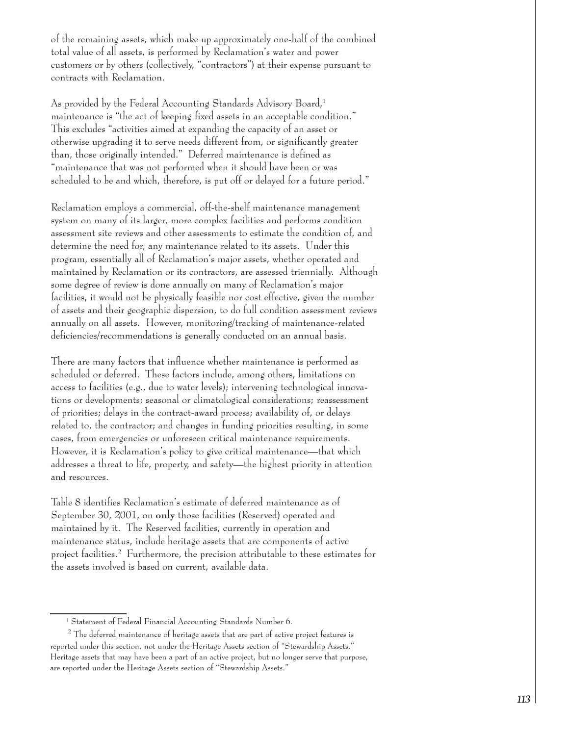of the remaining assets, which make up approximately one-half of the combined total value of all assets, is performed by Reclamation's water and power customers or by others (collectively, "contractors") at their expense pursuant to contracts with Reclamation.

As provided by the Federal Accounting Standards Advisory Board,[1] maintenance is "the act of keeping fixed assets in an acceptable condition." This excludes "activities aimed at expanding the capacity of an asset or otherwise upgrading it to serve needs different from, or significantly greater than, those originally intended." Deferred maintenance is defined as "maintenance that was not performed when it should have been or was scheduled to be and which, therefore, is put off or delayed for a future period."

Reclamation employs a commercial, off-the-shelf maintenance management system on many of its larger, more complex facilities and performs condition assessment site reviews and other assessments to estimate the condition of, and determine the need for, any maintenance related to its assets. Under this program, essentially all of Reclamation's major assets, whether operated and maintained by Reclamation or its contractors, are assessed triennially. Although some degree of review is done annually on many of Reclamation's major facilities, it would not be physically feasible nor cost effective, given the number of assets and their geographic dispersion, to do full condition assessment reviews annually on all assets. However, monitoring/tracking of maintenance-related deficiencies/recommendations is generally conducted on an annual basis.

There are many factors that influence whether maintenance is performed as scheduled or deferred. These factors include, among others, limitations on access to facilities (e.g., due to water levels); intervening technological innovations or developments; seasonal or climatological considerations; reassessment of priorities; delays in the contract-award process; availability of, or delays related to, the contractor; and changes in funding priorities resulting, in some cases, from emergencies or unforeseen critical maintenance requirements. However, it is Reclamation's policy to give critical maintenance—that which addresses a threat to life, property, and safety—the highest priority in attention and resources.

Table 8 identifies Reclamation's estimate of deferred maintenance as of September 30, 2001, on **only** those facilities (Reserved) operated and maintained by it. The Reserved facilities, currently in operation and maintenance status, include heritage assets that are components of active project facilities.[2] Furthermore, the precision attributable to these estimates for the assets involved is based on current, available data.

---

[1] Statement of Federal Financial Accounting Standards Number 6.

[2] The deferred maintenance of heritage assets that are part of active project features is reported under this section, not under the Heritage Assets section of "Stewardship Assets." Heritage assets that may have been a part of an active project, but no longer serve that purpose, are reported under the Heritage Assets section of "Stewardship Assets."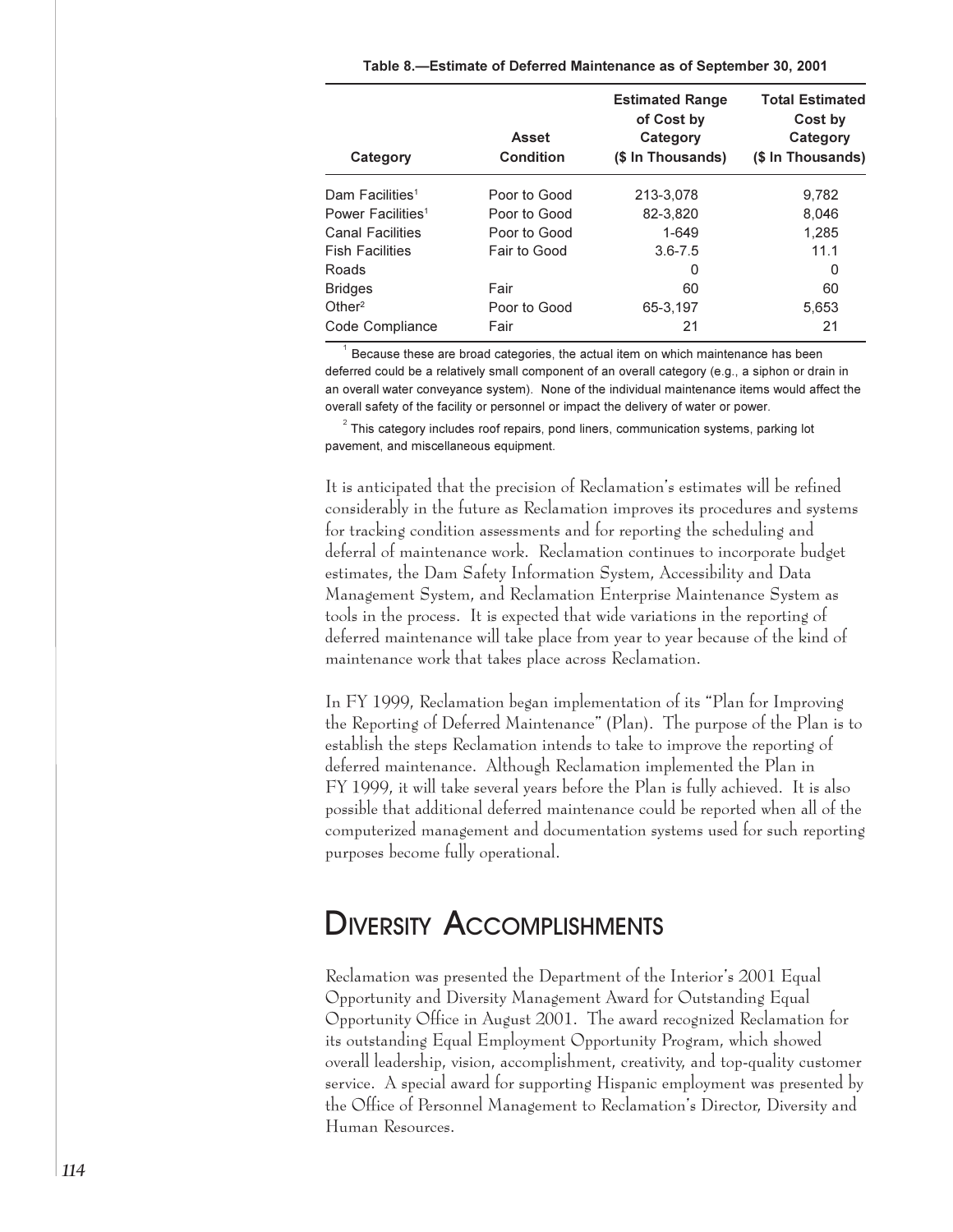Table 8.—Estimate of Deferred Maintenance as of September 30, 2001

| Category | Asset Condition | Estimated Range of Cost by Category ($ In Thousands) | Total Estimated Cost by Category ($ In Thousands) |
|---|---|---|---|
| Dam Facilities[1] | Poor to Good | 213-3,078 | 9,782 |
| Power Facilities[1] | Poor to Good | 82-3,820 | 8,046 |
| Canal Facilities | Poor to Good | 1-649 | 1,285 |
| Fish Facilities | Fair to Good | 3.6-7.5 | 11.1 |
| Roads | | 0 | 0 |
| Bridges | Fair | 60 | 60 |
| Other[2] | Poor to Good | 65-3,197 | 5,653 |
| Code Compliance | Fair | 21 | 21 |

[1] Because these are broad categories, the actual item on which maintenance has been deferred could be a relatively small component of an overall category (e.g., a siphon or drain in an overall water conveyance system). None of the individual maintenance items would affect the overall safety of the facility or personnel or impact the delivery of water or power.

[2] This category includes roof repairs, pond liners, communication systems, parking lot pavement, and miscellaneous equipment.

It is anticipated that the precision of Reclamation's estimates will be refined considerably in the future as Reclamation improves its procedures and systems for tracking condition assessments and for reporting the scheduling and deferral of maintenance work. Reclamation continues to incorporate budget estimates, the Dam Safety Information System, Accessibility and Data Management System, and Reclamation Enterprise Maintenance System as tools in the process. It is expected that wide variations in the reporting of deferred maintenance will take place from year to year because of the kind of maintenance work that takes place across Reclamation.

In FY 1999, Reclamation began implementation of its "Plan for Improving the Reporting of Deferred Maintenance" (Plan). The purpose of the Plan is to establish the steps Reclamation intends to take to improve the reporting of deferred maintenance. Although Reclamation implemented the Plan in FY 1999, it will take several years before the Plan is fully achieved. It is also possible that additional deferred maintenance could be reported when all of the computerized management and documentation systems used for such reporting purposes become fully operational.

## Diversity Accomplishments

Reclamation was presented the Department of the Interior's 2001 Equal Opportunity and Diversity Management Award for Outstanding Equal Opportunity Office in August 2001. The award recognized Reclamation for its outstanding Equal Employment Opportunity Program, which showed overall leadership, vision, accomplishment, creativity, and top-quality customer service. A special award for supporting Hispanic employment was presented by the Office of Personnel Management to Reclamation's Director, Diversity and Human Resources.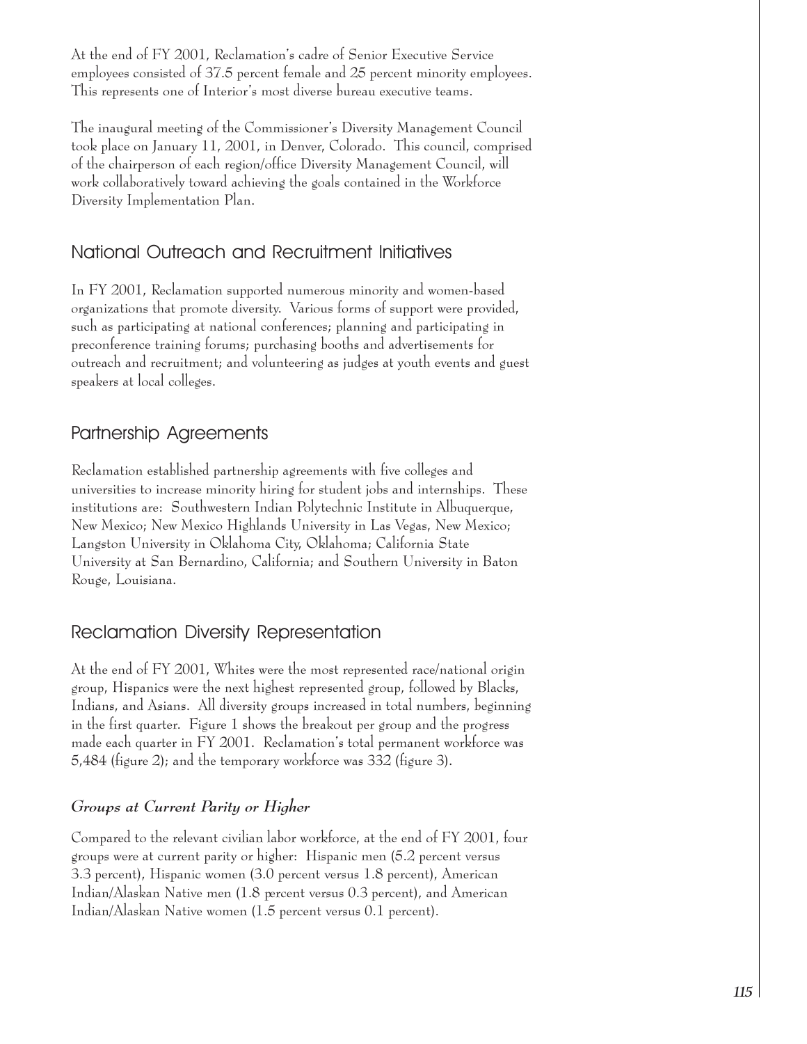At the end of FY 2001, Reclamation's cadre of Senior Executive Service employees consisted of 37.5 percent female and 25 percent minority employees. This represents one of Interior's most diverse bureau executive teams.

The inaugural meeting of the Commissioner's Diversity Management Council took place on January 11, 2001, in Denver, Colorado. This council, comprised of the chairperson of each region/office Diversity Management Council, will work collaboratively toward achieving the goals contained in the Workforce Diversity Implementation Plan.

## National Outreach and Recruitment Initiatives

In FY 2001, Reclamation supported numerous minority and women-based organizations that promote diversity. Various forms of support were provided, such as participating at national conferences; planning and participating in preconference training forums; purchasing booths and advertisements for outreach and recruitment; and volunteering as judges at youth events and guest speakers at local colleges.

## Partnership Agreements

Reclamation established partnership agreements with five colleges and universities to increase minority hiring for student jobs and internships. These institutions are: Southwestern Indian Polytechnic Institute in Albuquerque, New Mexico; New Mexico Highlands University in Las Vegas, New Mexico; Langston University in Oklahoma City, Oklahoma; California State University at San Bernardino, California; and Southern University in Baton Rouge, Louisiana.

## Reclamation Diversity Representation

At the end of FY 2001, Whites were the most represented race/national origin group, Hispanics were the next highest represented group, followed by Blacks, Indians, and Asians. All diversity groups increased in total numbers, beginning in the first quarter. Figure 1 shows the breakout per group and the progress made each quarter in FY 2001. Reclamation's total permanent workforce was 5,484 (figure 2); and the temporary workforce was 332 (figure 3).

### *Groups at Current Parity or Higher*

Compared to the relevant civilian labor workforce, at the end of FY 2001, four groups were at current parity or higher: Hispanic men (5.2 percent versus 3.3 percent), Hispanic women (3.0 percent versus 1.8 percent), American Indian/Alaskan Native men (1.8 percent versus 0.3 percent), and American Indian/Alaskan Native women (1.5 percent versus 0.1 percent).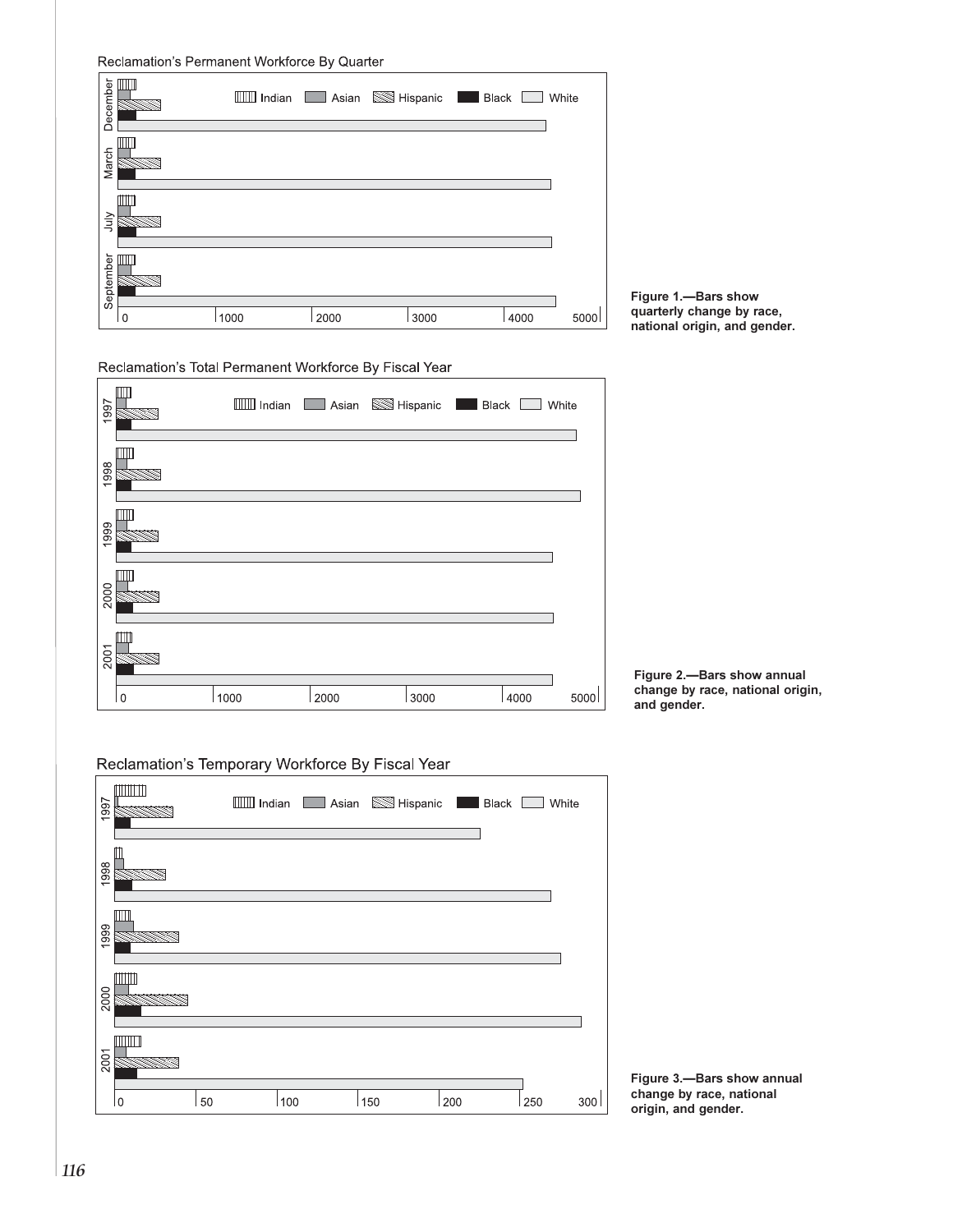Reclamation's Permanent Workforce By Quarter

Figure 1.—Bars show quarterly change by race, national origin, and gender.

Reclamation's Total Permanent Workforce By Fiscal Year

Figure 2.—Bars show annual change by race, national origin, and gender.

Reclamation's Temporary Workforce By Fiscal Year

Figure 3.—Bars show annual change by race, national origin, and gender.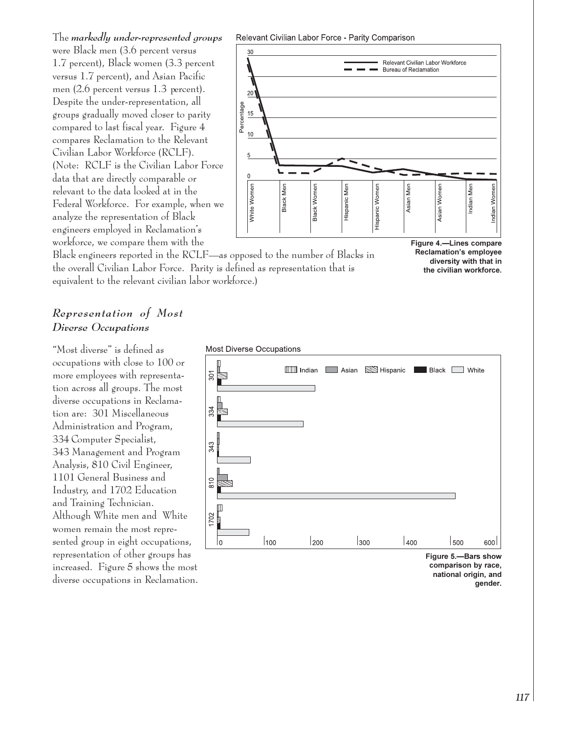The ***markedly under-represented groups*** were Black men (3.6 percent versus 1.7 percent), Black women (3.3 percent versus 1.7 percent), and Asian Pacific men (2.6 percent versus 1.3 percent). Despite the under-representation, all groups gradually moved closer to parity compared to last fiscal year. Figure 4 compares Reclamation to the Relevant Civilian Labor Workforce (RCLF). (Note: RCLF is the Civilian Labor Force data that are directly comparable or relevant to the data looked at in the Federal Workforce. For example, when we analyze the representation of Black engineers employed in Reclamation's workforce, we compare them with the Black engineers reported in the RCLF—as opposed to the number of Blacks in the overall Civilian Labor Force. Parity is defined as representation that is equivalent to the relevant civilian labor workforce.)

Relevant Civilian Labor Force - Parity Comparison

**Figure 4.—Lines compare Reclamation's employee diversity with that in the civilian workforce.**

## *Representation of Most Diverse Occupations*

"Most diverse" is defined as occupations with close to 100 or more employees with representation across all groups. The most diverse occupations in Reclamation are: 301 Miscellaneous Administration and Program, 334 Computer Specialist, 343 Management and Program Analysis, 810 Civil Engineer, 1101 General Business and Industry, and 1702 Education and Training Technician. Although White men and White women remain the most represented group in eight occupations, representation of other groups has increased. Figure 5 shows the most diverse occupations in Reclamation.

Most Diverse Occupations

**Figure 5.—Bars show comparison by race, national origin, and gender.**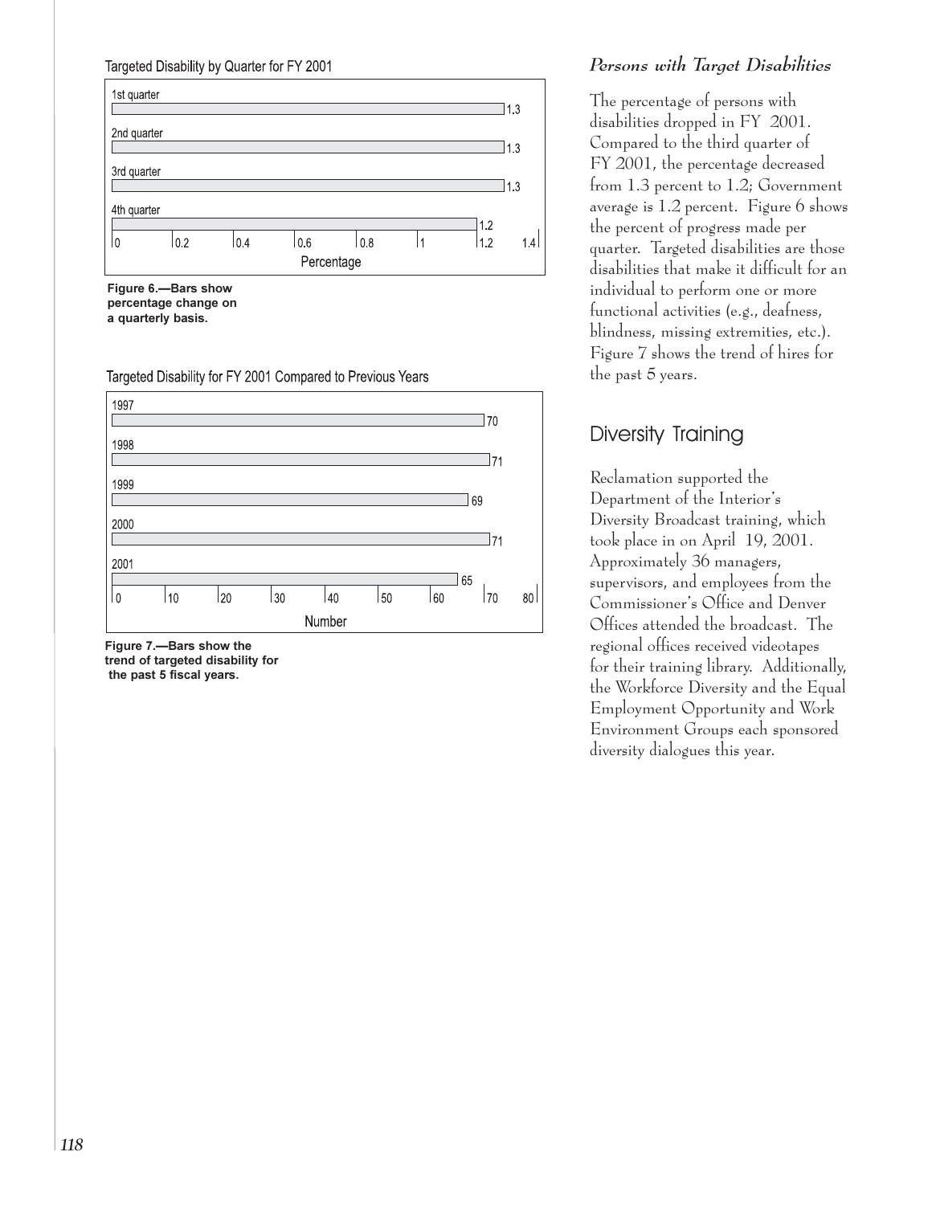Targeted Disability by Quarter for FY 2001

| Quarter | Percentage |
|---|---|
| 1st quarter | 1.3 |
| 2nd quarter | 1.3 |
| 3rd quarter | 1.3 |
| 4th quarter | 1.2 |

**Figure 6.—Bars show percentage change on a quarterly basis.**

Targeted Disability for FY 2001 Compared to Previous Years

| Year | Number |
|---|---|
| 1997 | 70 |
| 1998 | 71 |
| 1999 | 69 |
| 2000 | 71 |
| 2001 | 65 |

**Figure 7.—Bars show the trend of targeted disability for the past 5 fiscal years.**

### *Persons with Target Disabilities*

The percentage of persons with disabilities dropped in FY 2001. Compared to the third quarter of FY 2001, the percentage decreased from 1.3 percent to 1.2; Government average is 1.2 percent. Figure 6 shows the percent of progress made per quarter. Targeted disabilities are those disabilities that make it difficult for an individual to perform one or more functional activities (e.g., deafness, blindness, missing extremities, etc.). Figure 7 shows the trend of hires for the past 5 years.

## Diversity Training

Reclamation supported the Department of the Interior's Diversity Broadcast training, which took place in on April 19, 2001. Approximately 36 managers, supervisors, and employees from the Commissioner's Office and Denver Offices attended the broadcast. The regional offices received videotapes for their training library. Additionally, the Workforce Diversity and the Equal Employment Opportunity and Work Environment Groups each sponsored diversity dialogues this year.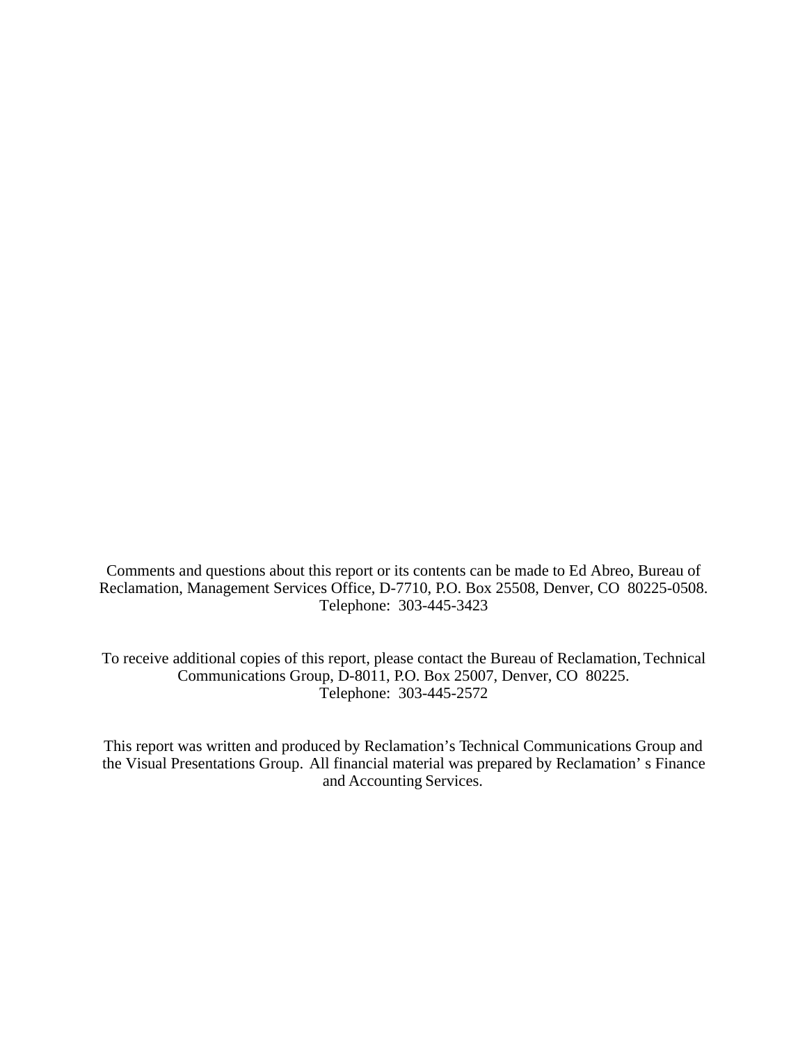Comments and questions about this report or its contents can be made to Ed Abreo, Bureau of Reclamation, Management Services Office, D-7710, P.O. Box 25508, Denver, CO 80225-0508. Telephone: 303-445-3423

To receive additional copies of this report, please contact the Bureau of Reclamation, Technical Communications Group, D-8011, P.O. Box 25007, Denver, CO 80225. Telephone: 303-445-2572

This report was written and produced by Reclamation's Technical Communications Group and the Visual Presentations Group. All financial material was prepared by Reclamation' s Finance and Accounting Services.